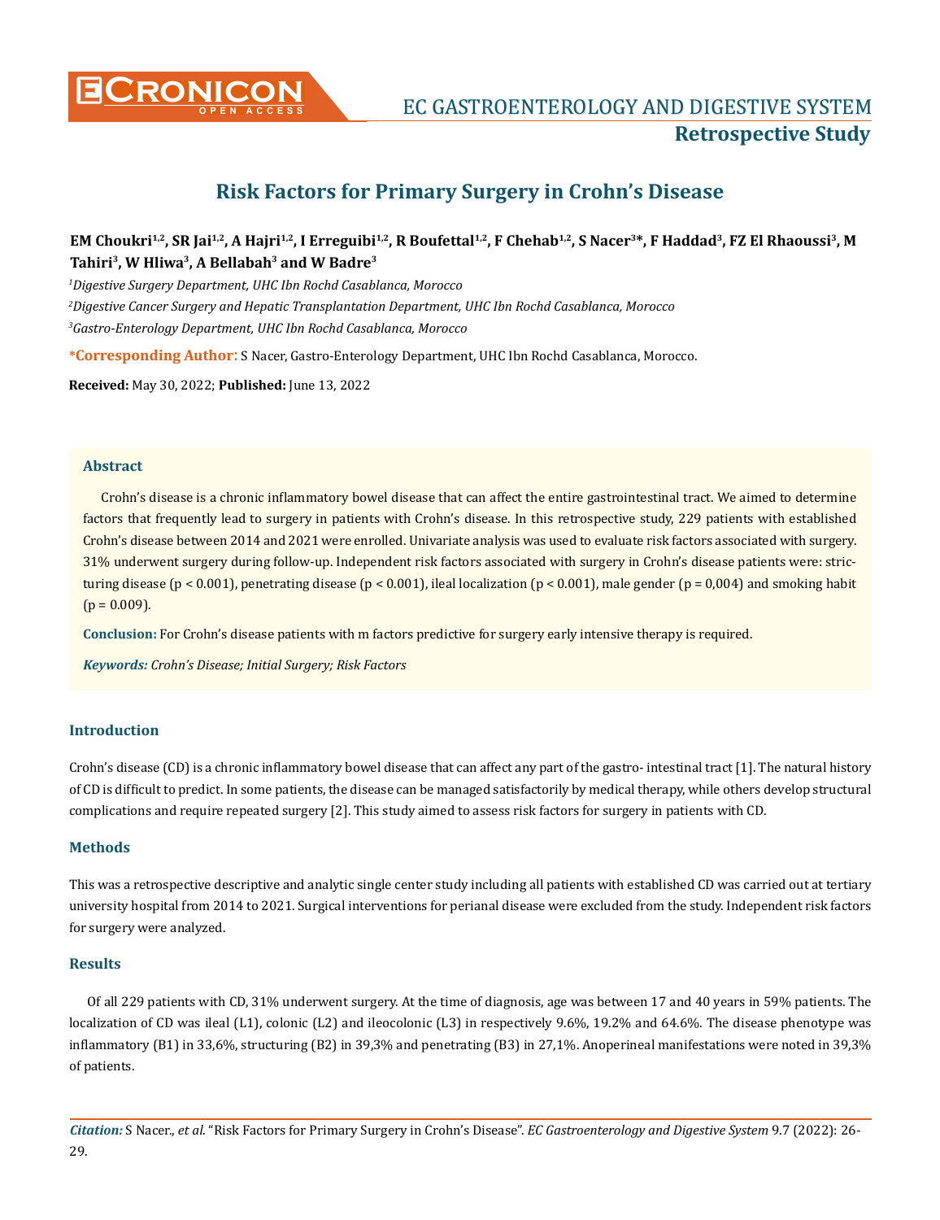# Risk Factors for Primary Surgery in Crohn's Disease

**EM Choukri[1,2], SR Jai[1,2], A Hajri[1,2], I Erreguibi[1,2], R Boufettal[1,2], F Chehab[1,2], S Nacer[3]*, F Haddad[3], FZ El Rhaoussi[3], M Tahiri[3], W Hliwa[3], A Bellabah[3] and W Badre[3]**

[1]*Digestive Surgery Department, UHC Ibn Rochd Casablanca, Morocco*

[2]*Digestive Cancer Surgery and Hepatic Transplantation Department, UHC Ibn Rochd Casablanca, Morocco*

[3]*Gastro-Enterology Department, UHC Ibn Rochd Casablanca, Morocco*

**\*Corresponding Author:** S Nacer, Gastro-Enterology Department, UHC Ibn Rochd Casablanca, Morocco.

**Received:** May 30, 2022; **Published:** June 13, 2022

## Abstract

Crohn's disease is a chronic inflammatory bowel disease that can affect the entire gastrointestinal tract. We aimed to determine factors that frequently lead to surgery in patients with Crohn's disease. In this retrospective study, 229 patients with established Crohn's disease between 2014 and 2021 were enrolled. Univariate analysis was used to evaluate risk factors associated with surgery. 31% underwent surgery during follow-up. Independent risk factors associated with surgery in Crohn's disease patients were: stricturing disease ($p < 0.001$), penetrating disease ($p < 0.001$), ileal localization ($p < 0.001$), male gender ($p = 0,004$) and smoking habit ($p = 0.009$).

**Conclusion:** For Crohn's disease patients with m factors predictive for surgery early intensive therapy is required.

***Keywords:*** *Crohn's Disease; Initial Surgery; Risk Factors*

## Introduction

Crohn's disease (CD) is a chronic inflammatory bowel disease that can affect any part of the gastro- intestinal tract [1]. The natural history of CD is difficult to predict. In some patients, the disease can be managed satisfactorily by medical therapy, while others develop structural complications and require repeated surgery [2]. This study aimed to assess risk factors for surgery in patients with CD.

## Methods

This was a retrospective descriptive and analytic single center study including all patients with established CD was carried out at tertiary university hospital from 2014 to 2021. Surgical interventions for perianal disease were excluded from the study. Independent risk factors for surgery were analyzed.

## Results

Of all 229 patients with CD, 31% underwent surgery. At the time of diagnosis, age was between 17 and 40 years in 59% patients. The localization of CD was ileal (L1), colonic (L2) and ileocolonic (L3) in respectively 9.6%, 19.2% and 64.6%. The disease phenotype was inflammatory (B1) in 33,6%, structuring (B2) in 39,3% and penetrating (B3) in 27,1%. Anoperineal manifestations were noted in 39,3% of patients.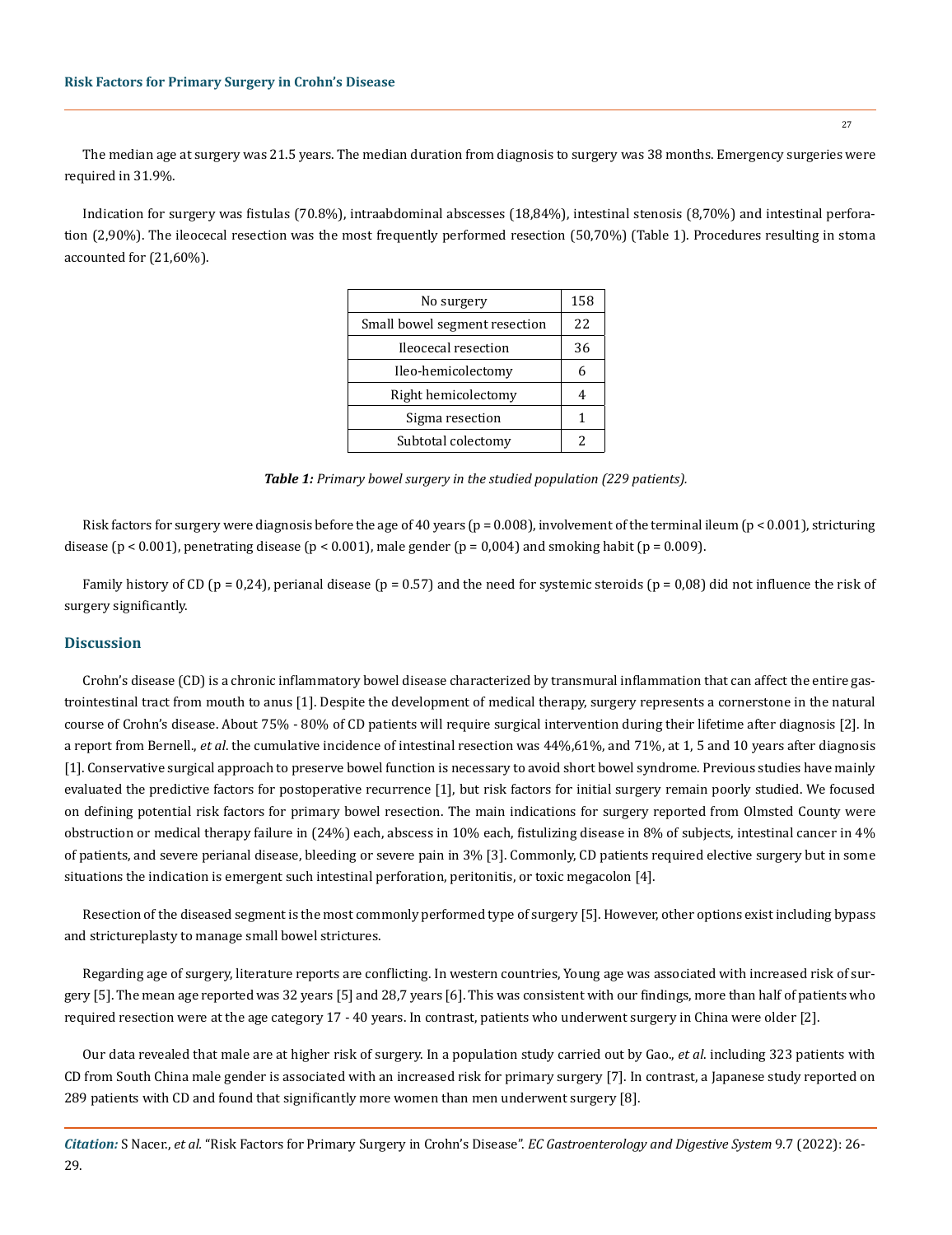The median age at surgery was 21.5 years. The median duration from diagnosis to surgery was 38 months. Emergency surgeries were required in 31.9%.

Indication for surgery was fistulas (70.8%), intraabdominal abscesses (18,84%), intestinal stenosis (8,70%) and intestinal perforation (2,90%). The ileocecal resection was the most frequently performed resection (50,70%) (Table 1). Procedures resulting in stoma accounted for (21,60%).

| No surgery | 158 |
|---|---|
| Small bowel segment resection | 22 |
| Ileocecal resection | 36 |
| Ileo-hemicolectomy | 6 |
| Right hemicolectomy | 4 |
| Sigma resection | 1 |
| Subtotal colectomy | 2 |

***Table 1:*** *Primary bowel surgery in the studied population (229 patients).*

Risk factors for surgery were diagnosis before the age of 40 years ($p = 0.008$), involvement of the terminal ileum ($p < 0.001$), stricturing disease ($p < 0.001$), penetrating disease ($p < 0.001$), male gender ($p = 0,004$) and smoking habit ($p = 0.009$).

Family history of CD ($p = 0,24$), perianal disease ($p = 0.57$) and the need for systemic steroids ($p = 0,08$) did not influence the risk of surgery significantly.

## Discussion

Crohn's disease (CD) is a chronic inflammatory bowel disease characterized by transmural inflammation that can affect the entire gastrointestinal tract from mouth to anus [1]. Despite the development of medical therapy, surgery represents a cornerstone in the natural course of Crohn's disease. About 75% - 80% of CD patients will require surgical intervention during their lifetime after diagnosis [2]. In a report from Bernell., *et al*. the cumulative incidence of intestinal resection was 44%,61%, and 71%, at 1, 5 and 10 years after diagnosis [1]. Conservative surgical approach to preserve bowel function is necessary to avoid short bowel syndrome. Previous studies have mainly evaluated the predictive factors for postoperative recurrence [1], but risk factors for initial surgery remain poorly studied. We focused on defining potential risk factors for primary bowel resection. The main indications for surgery reported from Olmsted County were obstruction or medical therapy failure in (24%) each, abscess in 10% each, fistulizing disease in 8% of subjects, intestinal cancer in 4% of patients, and severe perianal disease, bleeding or severe pain in 3% [3]. Commonly, CD patients required elective surgery but in some situations the indication is emergent such intestinal perforation, peritonitis, or toxic megacolon [4].

Resection of the diseased segment is the most commonly performed type of surgery [5]. However, other options exist including bypass and strictureplasty to manage small bowel strictures.

Regarding age of surgery, literature reports are conflicting. In western countries, Young age was associated with increased risk of surgery [5]. The mean age reported was 32 years [5] and 28,7 years [6]. This was consistent with our findings, more than half of patients who required resection were at the age category 17 - 40 years. In contrast, patients who underwent surgery in China were older [2].

Our data revealed that male are at higher risk of surgery. In a population study carried out by Gao., *et al*. including 323 patients with CD from South China male gender is associated with an increased risk for primary surgery [7]. In contrast, a Japanese study reported on 289 patients with CD and found that significantly more women than men underwent surgery [8].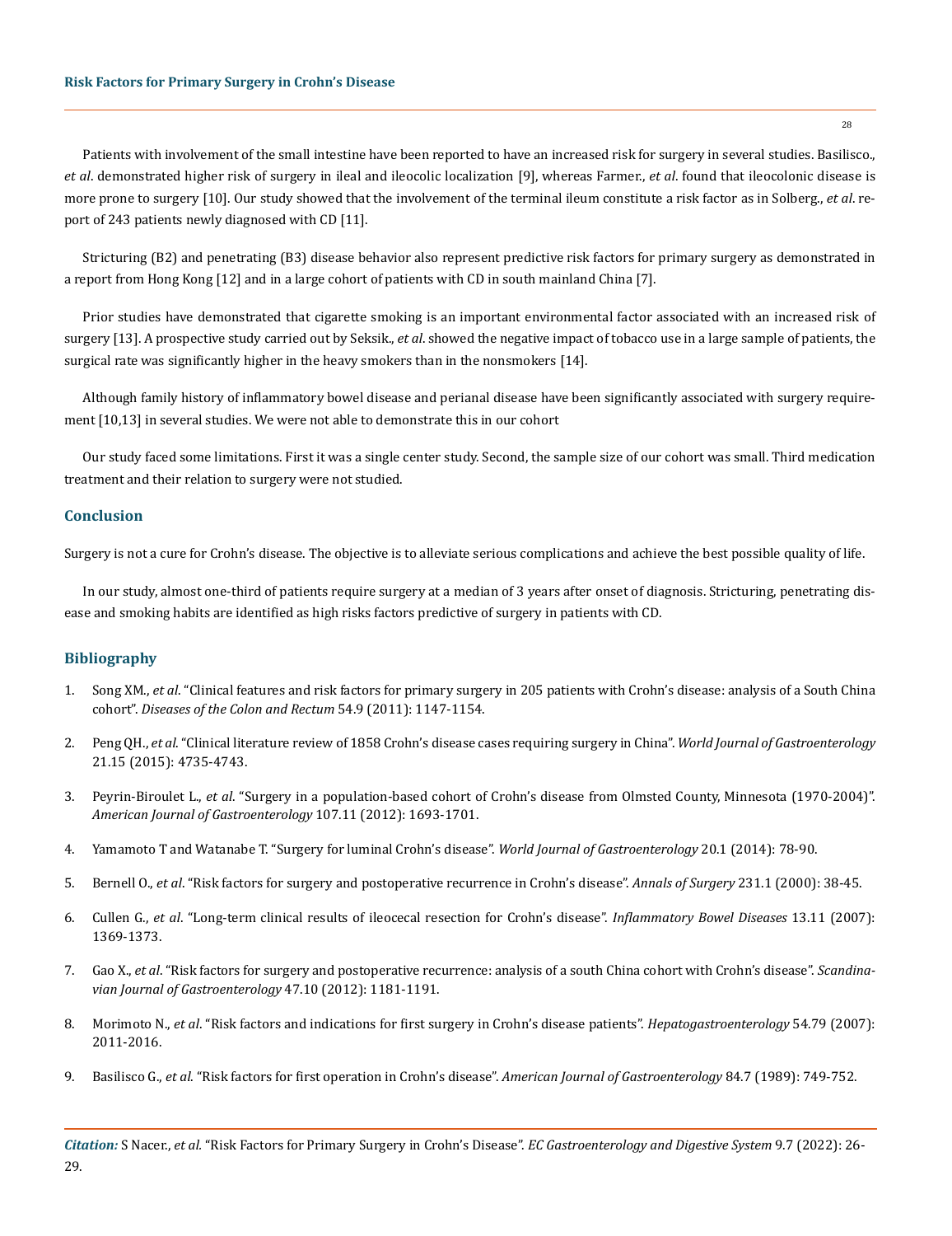Patients with involvement of the small intestine have been reported to have an increased risk for surgery in several studies. Basilisco., *et al*. demonstrated higher risk of surgery in ileal and ileocolic localization [9], whereas Farmer., *et al*. found that ileocolonic disease is more prone to surgery [10]. Our study showed that the involvement of the terminal ileum constitute a risk factor as in Solberg., *et al*. report of 243 patients newly diagnosed with CD [11].

Stricturing (B2) and penetrating (B3) disease behavior also represent predictive risk factors for primary surgery as demonstrated in a report from Hong Kong [12] and in a large cohort of patients with CD in south mainland China [7].

Prior studies have demonstrated that cigarette smoking is an important environmental factor associated with an increased risk of surgery [13]. A prospective study carried out by Seksik., *et al*. showed the negative impact of tobacco use in a large sample of patients, the surgical rate was significantly higher in the heavy smokers than in the nonsmokers [14].

Although family history of inflammatory bowel disease and perianal disease have been significantly associated with surgery requirement [10,13] in several studies. We were not able to demonstrate this in our cohort

Our study faced some limitations. First it was a single center study. Second, the sample size of our cohort was small. Third medication treatment and their relation to surgery were not studied.

## Conclusion

Surgery is not a cure for Crohn's disease. The objective is to alleviate serious complications and achieve the best possible quality of life.

In our study, almost one-third of patients require surgery at a median of 3 years after onset of diagnosis. Stricturing, penetrating disease and smoking habits are identified as high risks factors predictive of surgery in patients with CD.

## Bibliography

1. Song XM., *et al*. "Clinical features and risk factors for primary surgery in 205 patients with Crohn's disease: analysis of a South China cohort". *Diseases of the Colon and Rectum* 54.9 (2011): 1147-1154.
2. Peng QH., *et al*. "Clinical literature review of 1858 Crohn's disease cases requiring surgery in China". *World Journal of Gastroenterology* 21.15 (2015): 4735-4743.
3. Peyrin-Biroulet L., *et al*. "Surgery in a population-based cohort of Crohn's disease from Olmsted County, Minnesota (1970-2004)". *American Journal of Gastroenterology* 107.11 (2012): 1693-1701.
4. Yamamoto T and Watanabe T. "Surgery for luminal Crohn's disease". *World Journal of Gastroenterology* 20.1 (2014): 78-90.
5. Bernell O., *et al*. "Risk factors for surgery and postoperative recurrence in Crohn's disease". *Annals of Surgery* 231.1 (2000): 38-45.
6. Cullen G., *et al*. "Long-term clinical results of ileocecal resection for Crohn's disease". *Inflammatory Bowel Diseases* 13.11 (2007): 1369-1373.
7. Gao X., *et al*. "Risk factors for surgery and postoperative recurrence: analysis of a south China cohort with Crohn's disease". *Scandinavian Journal of Gastroenterology* 47.10 (2012): 1181-1191.
8. Morimoto N., *et al*. "Risk factors and indications for first surgery in Crohn's disease patients". *Hepatogastroenterology* 54.79 (2007): 2011-2016.
9. Basilisco G., *et al*. "Risk factors for first operation in Crohn's disease". *American Journal of Gastroenterology* 84.7 (1989): 749-752.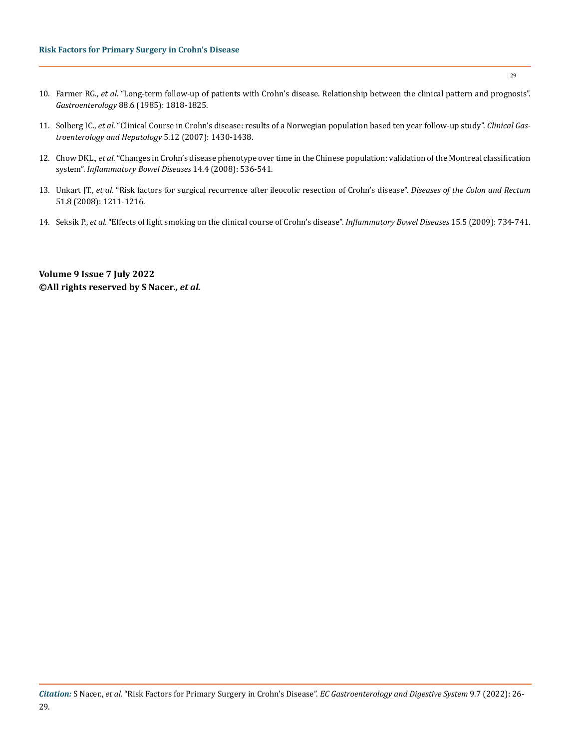10. Farmer RG., *et al*. "Long-term follow-up of patients with Crohn's disease. Relationship between the clinical pattern and prognosis". *Gastroenterology* 88.6 (1985): 1818-1825.

11. Solberg IC., *et al*. "Clinical Course in Crohn's disease: results of a Norwegian population based ten year follow-up study". *Clinical Gastroenterology and Hepatology* 5.12 (2007): 1430-1438.

12. Chow DKL., *et al*. "Changes in Crohn's disease phenotype over time in the Chinese population: validation of the Montreal classification system". *Inflammatory Bowel Diseases* 14.4 (2008): 536-541.

13. Unkart JT., *et al*. "Risk factors for surgical recurrence after ileocolic resection of Crohn's disease". *Diseases of the Colon and Rectum* 51.8 (2008): 1211-1216.

14. Seksik P., *et al*. "Effects of light smoking on the clinical course of Crohn's disease". *Inflammatory Bowel Diseases* 15.5 (2009): 734-741.

**Volume 9 Issue 7 July 2022**
**©All rights reserved by S Nacer*., et al.***